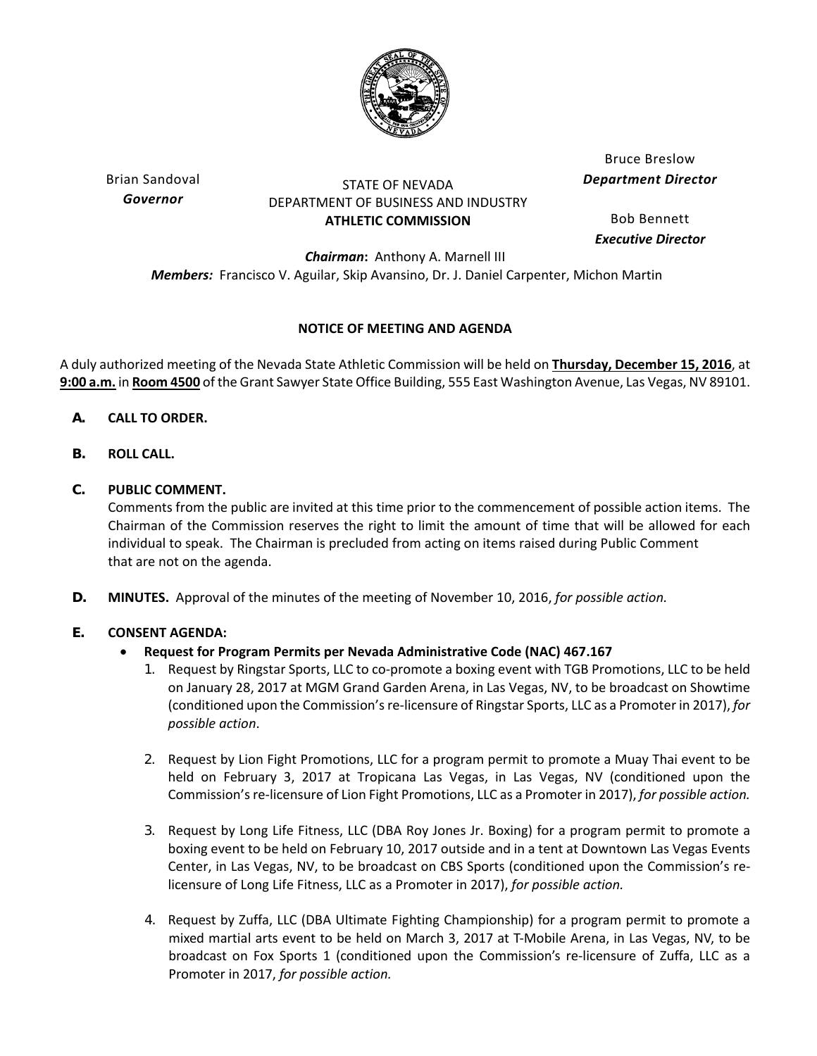Brian Sandoval
*Governor*

STATE OF NEVADA
DEPARTMENT OF BUSINESS AND INDUSTRY
**ATHLETIC COMMISSION**

Bruce Breslow
***Department Director***

Bob Bennett
***Executive Director***

***Chairman*:** Anthony A. Marnell III
***Members:*** Francisco V. Aguilar, Skip Avansino, Dr. J. Daniel Carpenter, Michon Martin

**NOTICE OF MEETING AND AGENDA**

A duly authorized meeting of the Nevada State Athletic Commission will be held on **Thursday, December 15, 2016**, at **9:00 a.m.** in **Room 4500** of the Grant Sawyer State Office Building, 555 East Washington Avenue, Las Vegas, NV 89101.

**A. CALL TO ORDER.**

**B. ROLL CALL.**

**C. PUBLIC COMMENT.**
Comments from the public are invited at this time prior to the commencement of possible action items. The Chairman of the Commission reserves the right to limit the amount of time that will be allowed for each individual to speak. The Chairman is precluded from acting on items raised during Public Comment that are not on the agenda.

**D. MINUTES.** Approval of the minutes of the meeting of November 10, 2016, *for possible action.*

**E. CONSENT AGENDA:**

- **Request for Program Permits per Nevada Administrative Code (NAC) 467.167**
  1. Request by Ringstar Sports, LLC to co-promote a boxing event with TGB Promotions, LLC to be held on January 28, 2017 at MGM Grand Garden Arena, in Las Vegas, NV, to be broadcast on Showtime (conditioned upon the Commission's re-licensure of Ringstar Sports, LLC as a Promoter in 2017), *for possible action*.
  2. Request by Lion Fight Promotions, LLC for a program permit to promote a Muay Thai event to be held on February 3, 2017 at Tropicana Las Vegas, in Las Vegas, NV (conditioned upon the Commission's re-licensure of Lion Fight Promotions, LLC as a Promoter in 2017), *for possible action.*
  3. Request by Long Life Fitness, LLC (DBA Roy Jones Jr. Boxing) for a program permit to promote a boxing event to be held on February 10, 2017 outside and in a tent at Downtown Las Vegas Events Center, in Las Vegas, NV, to be broadcast on CBS Sports (conditioned upon the Commission's re-licensure of Long Life Fitness, LLC as a Promoter in 2017), *for possible action.*
  4. Request by Zuffa, LLC (DBA Ultimate Fighting Championship) for a program permit to promote a mixed martial arts event to be held on March 3, 2017 at T-Mobile Arena, in Las Vegas, NV, to be broadcast on Fox Sports 1 (conditioned upon the Commission's re-licensure of Zuffa, LLC as a Promoter in 2017, *for possible action.*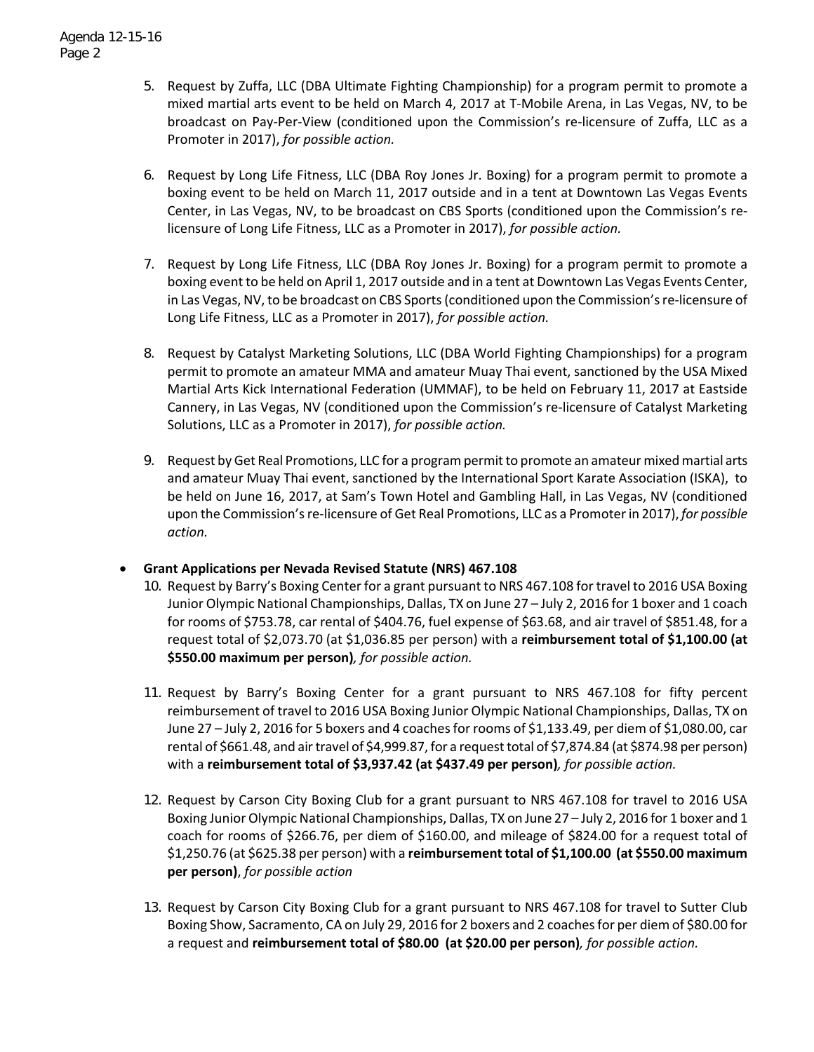5. Request by Zuffa, LLC (DBA Ultimate Fighting Championship) for a program permit to promote a mixed martial arts event to be held on March 4, 2017 at T-Mobile Arena, in Las Vegas, NV, to be broadcast on Pay-Per-View (conditioned upon the Commission's re-licensure of Zuffa, LLC as a Promoter in 2017), *for possible action.*

6. Request by Long Life Fitness, LLC (DBA Roy Jones Jr. Boxing) for a program permit to promote a boxing event to be held on March 11, 2017 outside and in a tent at Downtown Las Vegas Events Center, in Las Vegas, NV, to be broadcast on CBS Sports (conditioned upon the Commission's re-licensure of Long Life Fitness, LLC as a Promoter in 2017), *for possible action.*

7. Request by Long Life Fitness, LLC (DBA Roy Jones Jr. Boxing) for a program permit to promote a boxing event to be held on April 1, 2017 outside and in a tent at Downtown Las Vegas Events Center, in Las Vegas, NV, to be broadcast on CBS Sports (conditioned upon the Commission's re-licensure of Long Life Fitness, LLC as a Promoter in 2017), *for possible action.*

8. Request by Catalyst Marketing Solutions, LLC (DBA World Fighting Championships) for a program permit to promote an amateur MMA and amateur Muay Thai event, sanctioned by the USA Mixed Martial Arts Kick International Federation (UMMAF), to be held on February 11, 2017 at Eastside Cannery, in Las Vegas, NV (conditioned upon the Commission's re-licensure of Catalyst Marketing Solutions, LLC as a Promoter in 2017), *for possible action.*

9. Request by Get Real Promotions, LLC for a program permit to promote an amateur mixed martial arts and amateur Muay Thai event, sanctioned by the International Sport Karate Association (ISKA), to be held on June 16, 2017, at Sam's Town Hotel and Gambling Hall, in Las Vegas, NV (conditioned upon the Commission's re-licensure of Get Real Promotions, LLC as a Promoter in 2017), *for possible action.*

- **Grant Applications per Nevada Revised Statute (NRS) 467.108**

10. Request by Barry's Boxing Center for a grant pursuant to NRS 467.108 for travel to 2016 USA Boxing Junior Olympic National Championships, Dallas, TX on June 27 – July 2, 2016 for 1 boxer and 1 coach for rooms of $753.78, car rental of $404.76, fuel expense of $63.68, and air travel of $851.48, for a request total of $2,073.70 (at $1,036.85 per person) with a **reimbursement total of $1,100.00 (at $550.00 maximum per person)***, for possible action.*

11. Request by Barry's Boxing Center for a grant pursuant to NRS 467.108 for fifty percent reimbursement of travel to 2016 USA Boxing Junior Olympic National Championships, Dallas, TX on June 27 – July 2, 2016 for 5 boxers and 4 coaches for rooms of $1,133.49, per diem of $1,080.00, car rental of $661.48, and air travel of $4,999.87, for a request total of $7,874.84 (at $874.98 per person) with a **reimbursement total of $3,937.42 (at $437.49 per person)***, for possible action.*

12. Request by Carson City Boxing Club for a grant pursuant to NRS 467.108 for travel to 2016 USA Boxing Junior Olympic National Championships, Dallas, TX on June 27 – July 2, 2016 for 1 boxer and 1 coach for rooms of $266.76, per diem of $160.00, and mileage of $824.00 for a request total of $1,250.76 (at $625.38 per person) with a **reimbursement total of $1,100.00 (at $550.00 maximum per person)**, *for possible action*

13. Request by Carson City Boxing Club for a grant pursuant to NRS 467.108 for travel to Sutter Club Boxing Show, Sacramento, CA on July 29, 2016 for 2 boxers and 2 coaches for per diem of $80.00 for a request and **reimbursement total of $80.00 (at $20.00 per person)***, for possible action.*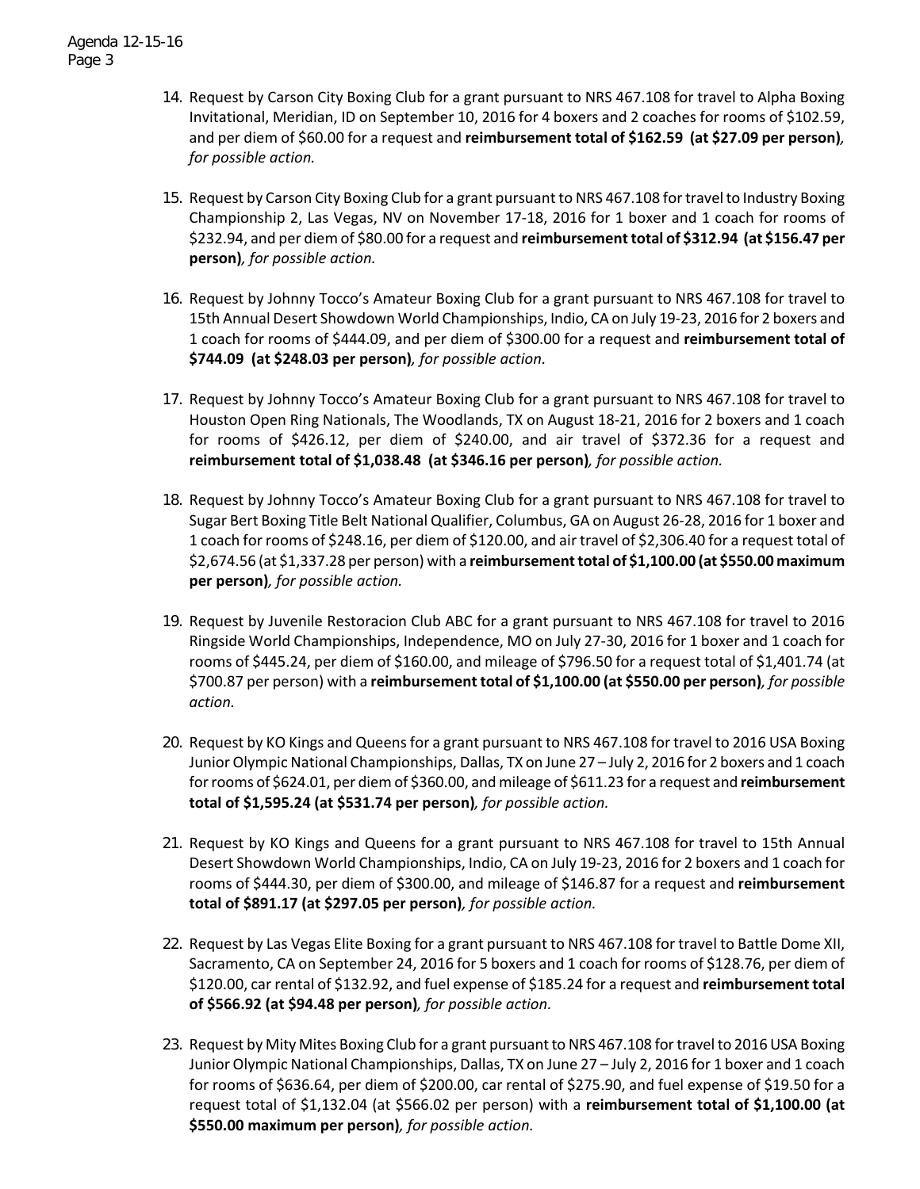14. Request by Carson City Boxing Club for a grant pursuant to NRS 467.108 for travel to Alpha Boxing Invitational, Meridian, ID on September 10, 2016 for 4 boxers and 2 coaches for rooms of $102.59, and per diem of $60.00 for a request and **reimbursement total of $162.59 (at $27.09 per person)**, *for possible action.*

15. Request by Carson City Boxing Club for a grant pursuant to NRS 467.108 for travel to Industry Boxing Championship 2, Las Vegas, NV on November 17-18, 2016 for 1 boxer and 1 coach for rooms of $232.94, and per diem of $80.00 for a request and **reimbursement total of $312.94 (at $156.47 per person)**, *for possible action.*

16. Request by Johnny Tocco's Amateur Boxing Club for a grant pursuant to NRS 467.108 for travel to 15th Annual Desert Showdown World Championships, Indio, CA on July 19-23, 2016 for 2 boxers and 1 coach for rooms of $444.09, and per diem of $300.00 for a request and **reimbursement total of $744.09 (at $248.03 per person)**, *for possible action.*

17. Request by Johnny Tocco's Amateur Boxing Club for a grant pursuant to NRS 467.108 for travel to Houston Open Ring Nationals, The Woodlands, TX on August 18-21, 2016 for 2 boxers and 1 coach for rooms of $426.12, per diem of $240.00, and air travel of $372.36 for a request and **reimbursement total of $1,038.48 (at $346.16 per person)**, *for possible action.*

18. Request by Johnny Tocco's Amateur Boxing Club for a grant pursuant to NRS 467.108 for travel to Sugar Bert Boxing Title Belt National Qualifier, Columbus, GA on August 26-28, 2016 for 1 boxer and 1 coach for rooms of $248.16, per diem of $120.00, and air travel of $2,306.40 for a request total of $2,674.56 (at $1,337.28 per person) with a **reimbursement total of $1,100.00 (at $550.00 maximum per person)**, *for possible action.*

19. Request by Juvenile Restoracion Club ABC for a grant pursuant to NRS 467.108 for travel to 2016 Ringside World Championships, Independence, MO on July 27-30, 2016 for 1 boxer and 1 coach for rooms of $445.24, per diem of $160.00, and mileage of $796.50 for a request total of $1,401.74 (at $700.87 per person) with a **reimbursement total of $1,100.00 (at $550.00 per person)**, *for possible action.*

20. Request by KO Kings and Queens for a grant pursuant to NRS 467.108 for travel to 2016 USA Boxing Junior Olympic National Championships, Dallas, TX on June 27 – July 2, 2016 for 2 boxers and 1 coach for rooms of $624.01, per diem of $360.00, and mileage of $611.23 for a request and **reimbursement total of $1,595.24 (at $531.74 per person)**, *for possible action.*

21. Request by KO Kings and Queens for a grant pursuant to NRS 467.108 for travel to 15th Annual Desert Showdown World Championships, Indio, CA on July 19-23, 2016 for 2 boxers and 1 coach for rooms of $444.30, per diem of $300.00, and mileage of $146.87 for a request and **reimbursement total of $891.17 (at $297.05 per person)**, *for possible action.*

22. Request by Las Vegas Elite Boxing for a grant pursuant to NRS 467.108 for travel to Battle Dome XII, Sacramento, CA on September 24, 2016 for 5 boxers and 1 coach for rooms of $128.76, per diem of $120.00, car rental of $132.92, and fuel expense of $185.24 for a request and **reimbursement total of $566.92 (at $94.48 per person)**, *for possible action.*

23. Request by Mity Mites Boxing Club for a grant pursuant to NRS 467.108 for travel to 2016 USA Boxing Junior Olympic National Championships, Dallas, TX on June 27 – July 2, 2016 for 1 boxer and 1 coach for rooms of $636.64, per diem of $200.00, car rental of $275.90, and fuel expense of $19.50 for a request total of $1,132.04 (at $566.02 per person) with a **reimbursement total of $1,100.00 (at $550.00 maximum per person)**, *for possible action.*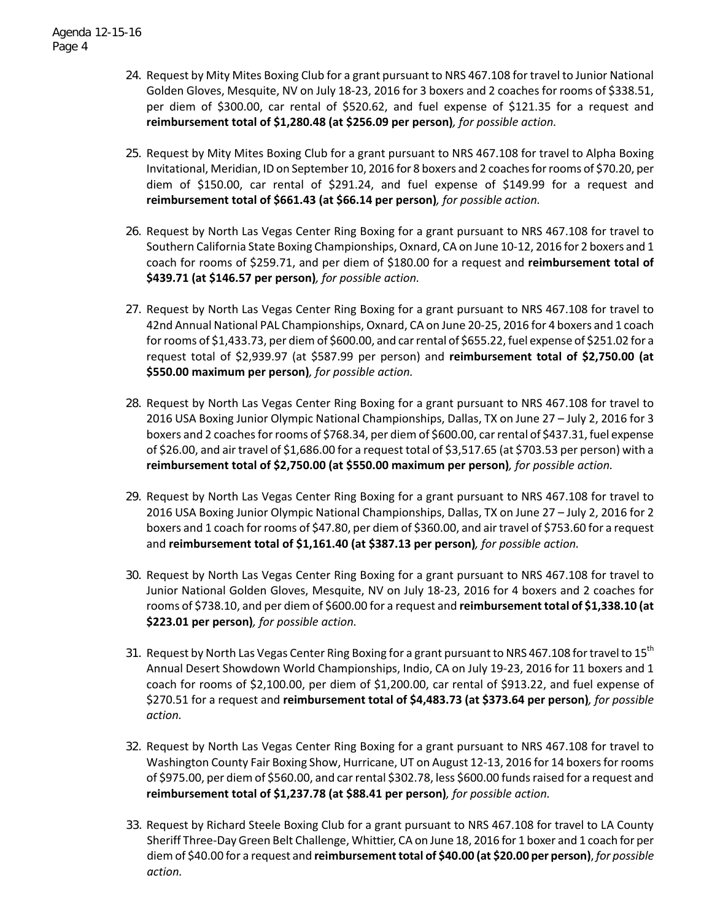24. Request by Mity Mites Boxing Club for a grant pursuant to NRS 467.108 for travel to Junior National Golden Gloves, Mesquite, NV on July 18-23, 2016 for 3 boxers and 2 coaches for rooms of $338.51, per diem of $300.00, car rental of $520.62, and fuel expense of $121.35 for a request and **reimbursement total of $1,280.48 (at $256.09 per person)**, *for possible action.*

25. Request by Mity Mites Boxing Club for a grant pursuant to NRS 467.108 for travel to Alpha Boxing Invitational, Meridian, ID on September 10, 2016 for 8 boxers and 2 coaches for rooms of $70.20, per diem of $150.00, car rental of $291.24, and fuel expense of $149.99 for a request and **reimbursement total of $661.43 (at $66.14 per person)**, *for possible action.*

26. Request by North Las Vegas Center Ring Boxing for a grant pursuant to NRS 467.108 for travel to Southern California State Boxing Championships, Oxnard, CA on June 10-12, 2016 for 2 boxers and 1 coach for rooms of $259.71, and per diem of $180.00 for a request and **reimbursement total of $439.71 (at $146.57 per person)**, *for possible action.*

27. Request by North Las Vegas Center Ring Boxing for a grant pursuant to NRS 467.108 for travel to 42nd Annual National PAL Championships, Oxnard, CA on June 20-25, 2016 for 4 boxers and 1 coach for rooms of $1,433.73, per diem of $600.00, and car rental of $655.22, fuel expense of $251.02 for a request total of $2,939.97 (at $587.99 per person) and **reimbursement total of $2,750.00 (at $550.00 maximum per person)**, *for possible action.*

28. Request by North Las Vegas Center Ring Boxing for a grant pursuant to NRS 467.108 for travel to 2016 USA Boxing Junior Olympic National Championships, Dallas, TX on June 27 – July 2, 2016 for 3 boxers and 2 coaches for rooms of $768.34, per diem of $600.00, car rental of $437.31, fuel expense of $26.00, and air travel of $1,686.00 for a request total of $3,517.65 (at $703.53 per person) with a **reimbursement total of $2,750.00 (at $550.00 maximum per person)**, *for possible action.*

29. Request by North Las Vegas Center Ring Boxing for a grant pursuant to NRS 467.108 for travel to 2016 USA Boxing Junior Olympic National Championships, Dallas, TX on June 27 – July 2, 2016 for 2 boxers and 1 coach for rooms of $47.80, per diem of $360.00, and air travel of $753.60 for a request and **reimbursement total of $1,161.40 (at $387.13 per person)**, *for possible action.*

30. Request by North Las Vegas Center Ring Boxing for a grant pursuant to NRS 467.108 for travel to Junior National Golden Gloves, Mesquite, NV on July 18-23, 2016 for 4 boxers and 2 coaches for rooms of $738.10, and per diem of $600.00 for a request and **reimbursement total of $1,338.10 (at $223.01 per person)**, *for possible action.*

31. Request by North Las Vegas Center Ring Boxing for a grant pursuant to NRS 467.108 for travel to 15th Annual Desert Showdown World Championships, Indio, CA on July 19-23, 2016 for 11 boxers and 1 coach for rooms of $2,100.00, per diem of $1,200.00, car rental of $913.22, and fuel expense of $270.51 for a request and **reimbursement total of $4,483.73 (at $373.64 per person)**, *for possible action.*

32. Request by North Las Vegas Center Ring Boxing for a grant pursuant to NRS 467.108 for travel to Washington County Fair Boxing Show, Hurricane, UT on August 12-13, 2016 for 14 boxers for rooms of $975.00, per diem of $560.00, and car rental $302.78, less $600.00 funds raised for a request and **reimbursement total of $1,237.78 (at $88.41 per person)**, *for possible action.*

33. Request by Richard Steele Boxing Club for a grant pursuant to NRS 467.108 for travel to LA County Sheriff Three-Day Green Belt Challenge, Whittier, CA on June 18, 2016 for 1 boxer and 1 coach for per diem of $40.00 for a request and **reimbursement total of $40.00 (at $20.00 per person)**, *for possible action.*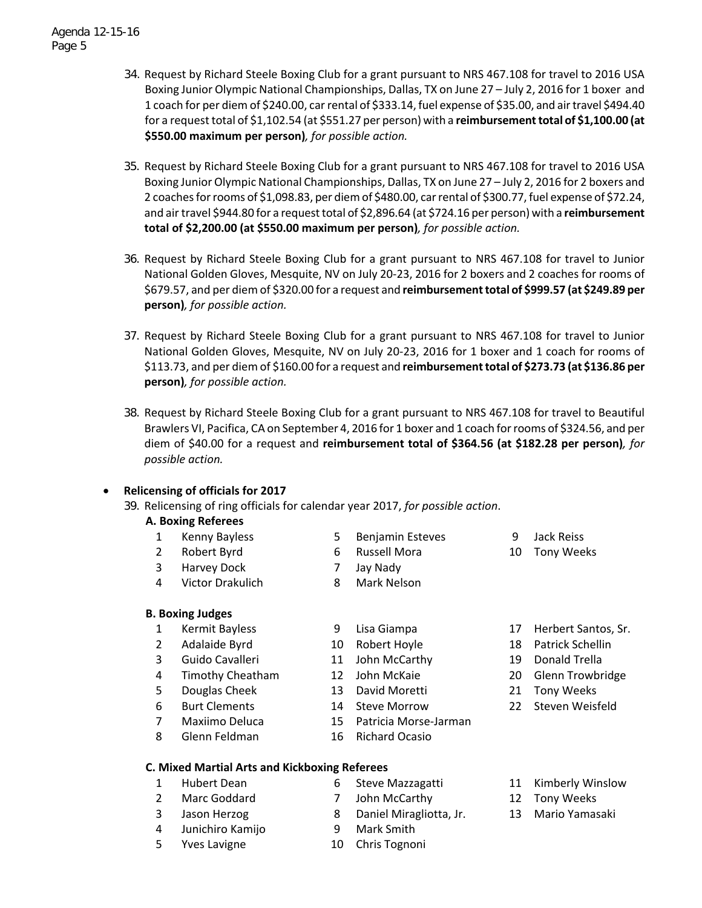34. Request by Richard Steele Boxing Club for a grant pursuant to NRS 467.108 for travel to 2016 USA Boxing Junior Olympic National Championships, Dallas, TX on June 27 – July 2, 2016 for 1 boxer and 1 coach for per diem of $240.00, car rental of $333.14, fuel expense of $35.00, and air travel $494.40 for a request total of $1,102.54 (at $551.27 per person) with a **reimbursement total of $1,100.00 (at $550.00 maximum per person)**, *for possible action.*

35. Request by Richard Steele Boxing Club for a grant pursuant to NRS 467.108 for travel to 2016 USA Boxing Junior Olympic National Championships, Dallas, TX on June 27 – July 2, 2016 for 2 boxers and 2 coaches for rooms of $1,098.83, per diem of $480.00, car rental of $300.77, fuel expense of $72.24, and air travel $944.80 for a request total of $2,896.64 (at $724.16 per person) with a **reimbursement total of $2,200.00 (at $550.00 maximum per person)**, *for possible action.*

36. Request by Richard Steele Boxing Club for a grant pursuant to NRS 467.108 for travel to Junior National Golden Gloves, Mesquite, NV on July 20-23, 2016 for 2 boxers and 2 coaches for rooms of $679.57, and per diem of $320.00 for a request and **reimbursement total of $999.57 (at $249.89 per person)**, *for possible action.*

37. Request by Richard Steele Boxing Club for a grant pursuant to NRS 467.108 for travel to Junior National Golden Gloves, Mesquite, NV on July 20-23, 2016 for 1 boxer and 1 coach for rooms of $113.73, and per diem of $160.00 for a request and **reimbursement total of $273.73 (at $136.86 per person)**, *for possible action.*

38. Request by Richard Steele Boxing Club for a grant pursuant to NRS 467.108 for travel to Beautiful Brawlers VI, Pacifica, CA on September 4, 2016 for 1 boxer and 1 coach for rooms of $324.56, and per diem of $40.00 for a request and **reimbursement total of $364.56 (at $182.28 per person)**, *for possible action.*

- **Relicensing of officials for 2017**

39. Relicensing of ring officials for calendar year 2017, *for possible action*.

**A. Boxing Referees**

1. Kenny Bayless
2. Robert Byrd
3. Harvey Dock
4. Victor Drakulich
5. Benjamin Esteves
6. Russell Mora
7. Jay Nady
8. Mark Nelson
9. Jack Reiss
10. Tony Weeks

**B. Boxing Judges**

1. Kermit Bayless
2. Adalaide Byrd
3. Guido Cavalleri
4. Timothy Cheatham
5. Douglas Cheek
6. Burt Clements
7. Maxiimo Deluca
8. Glenn Feldman
9. Lisa Giampa
10. Robert Hoyle
11. John McCarthy
12. John McKaie
13. David Moretti
14. Steve Morrow
15. Patricia Morse-Jarman
16. Richard Ocasio
17. Herbert Santos, Sr.
18. Patrick Schellin
19. Donald Trella
20. Glenn Trowbridge
21. Tony Weeks
22. Steven Weisfeld

**C. Mixed Martial Arts and Kickboxing Referees**

1. Hubert Dean
2. Marc Goddard
3. Jason Herzog
4. Junichiro Kamijo
5. Yves Lavigne
6. Steve Mazzagatti
7. John McCarthy
8. Daniel Miragliotta, Jr.
9. Mark Smith
10. Chris Tognoni
11. Kimberly Winslow
12. Tony Weeks
13. Mario Yamasaki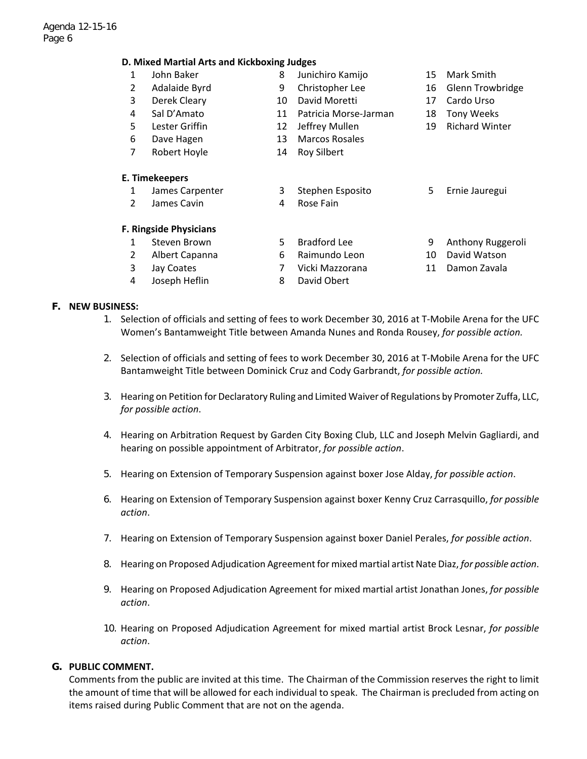#### D. Mixed Martial Arts and Kickboxing Judges

1. John Baker
2. Adalaide Byrd
3. Derek Cleary
4. Sal D'Amato
5. Lester Griffin
6. Dave Hagen
7. Robert Hoyle
8. Junichiro Kamijo
9. Christopher Lee
10. David Moretti
11. Patricia Morse-Jarman
12. Jeffrey Mullen
13. Marcos Rosales
14. Roy Silbert
15. Mark Smith
16. Glenn Trowbridge
17. Cardo Urso
18. Tony Weeks
19. Richard Winter

#### E. Timekeepers

1. James Carpenter
2. James Cavin
3. Stephen Esposito
4. Rose Fain
5. Ernie Jauregui

#### F. Ringside Physicians

1. Steven Brown
2. Albert Capanna
3. Jay Coates
4. Joseph Heflin
5. Bradford Lee
6. Raimundo Leon
7. Vicki Mazzorana
8. David Obert
9. Anthony Ruggeroli
10. David Watson
11. Damon Zavala

## F. NEW BUSINESS:

1. Selection of officials and setting of fees to work December 30, 2016 at T-Mobile Arena for the UFC Women's Bantamweight Title between Amanda Nunes and Ronda Rousey, *for possible action.*

2. Selection of officials and setting of fees to work December 30, 2016 at T-Mobile Arena for the UFC Bantamweight Title between Dominick Cruz and Cody Garbrandt, *for possible action.*

3. Hearing on Petition for Declaratory Ruling and Limited Waiver of Regulations by Promoter Zuffa, LLC, *for possible action*.

4. Hearing on Arbitration Request by Garden City Boxing Club, LLC and Joseph Melvin Gagliardi, and hearing on possible appointment of Arbitrator, *for possible action*.

5. Hearing on Extension of Temporary Suspension against boxer Jose Alday, *for possible action*.

6. Hearing on Extension of Temporary Suspension against boxer Kenny Cruz Carrasquillo, *for possible action*.

7. Hearing on Extension of Temporary Suspension against boxer Daniel Perales, *for possible action*.

8. Hearing on Proposed Adjudication Agreement for mixed martial artist Nate Diaz, *for possible action*.

9. Hearing on Proposed Adjudication Agreement for mixed martial artist Jonathan Jones, *for possible action*.

10. Hearing on Proposed Adjudication Agreement for mixed martial artist Brock Lesnar, *for possible action*.

## G. PUBLIC COMMENT.

Comments from the public are invited at this time. The Chairman of the Commission reserves the right to limit the amount of time that will be allowed for each individual to speak. The Chairman is precluded from acting on items raised during Public Comment that are not on the agenda.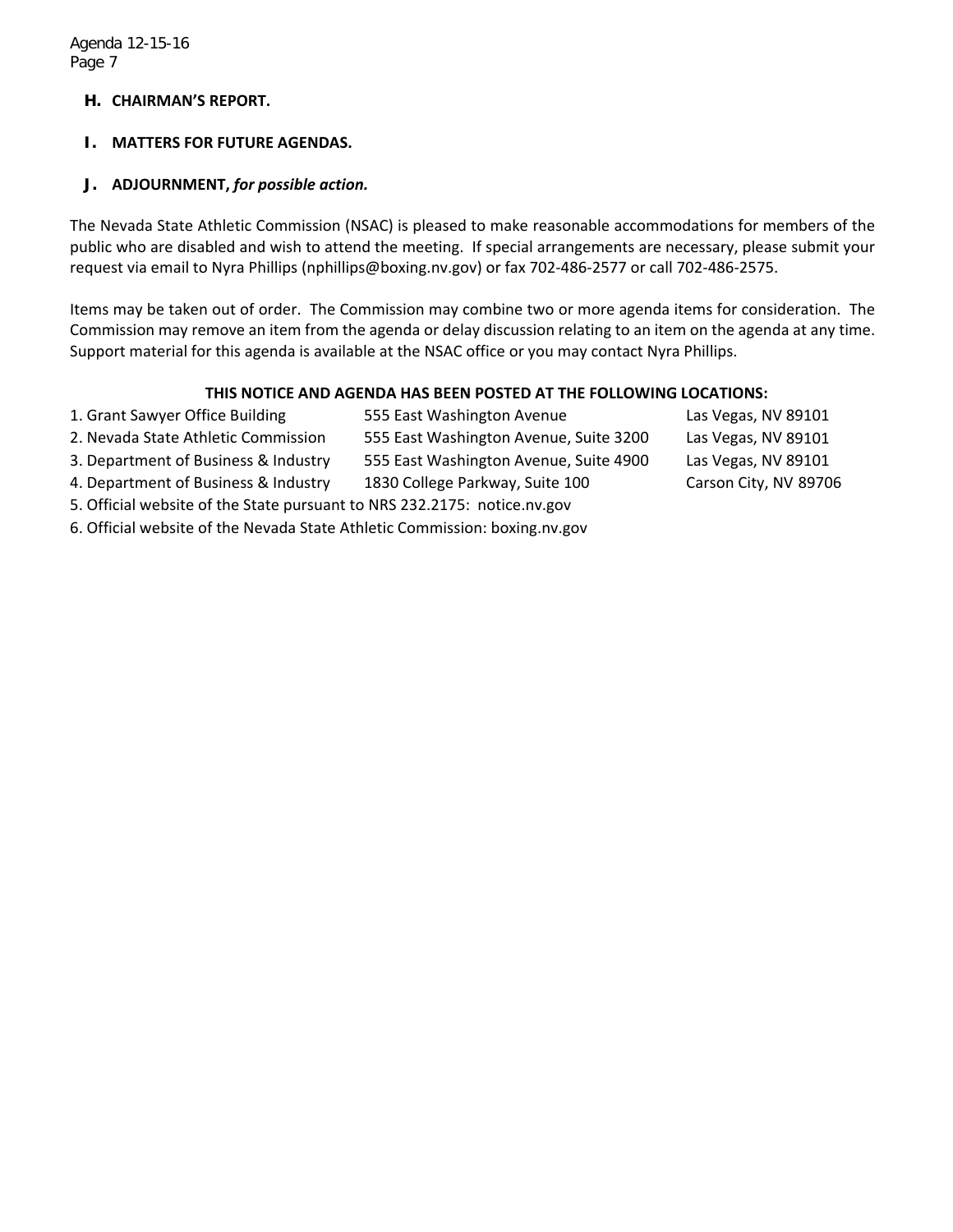**H. CHAIRMAN'S REPORT.**

**I. MATTERS FOR FUTURE AGENDAS.**

**J. ADJOURNMENT,** ***for possible action.***

The Nevada State Athletic Commission (NSAC) is pleased to make reasonable accommodations for members of the public who are disabled and wish to attend the meeting. If special arrangements are necessary, please submit your request via email to Nyra Phillips (nphillips@boxing.nv.gov) or fax 702-486-2577 or call 702-486-2575.

Items may be taken out of order. The Commission may combine two or more agenda items for consideration. The Commission may remove an item from the agenda or delay discussion relating to an item on the agenda at any time. Support material for this agenda is available at the NSAC office or you may contact Nyra Phillips.

**THIS NOTICE AND AGENDA HAS BEEN POSTED AT THE FOLLOWING LOCATIONS:**

| | | |
|---|---|---|
| 1. Grant Sawyer Office Building | 555 East Washington Avenue | Las Vegas, NV 89101 |
| 2. Nevada State Athletic Commission | 555 East Washington Avenue, Suite 3200 | Las Vegas, NV 89101 |
| 3. Department of Business & Industry | 555 East Washington Avenue, Suite 4900 | Las Vegas, NV 89101 |
| 4. Department of Business & Industry | 1830 College Parkway, Suite 100 | Carson City, NV 89706 |

5. Official website of the State pursuant to NRS 232.2175: notice.nv.gov

6. Official website of the Nevada State Athletic Commission: boxing.nv.gov